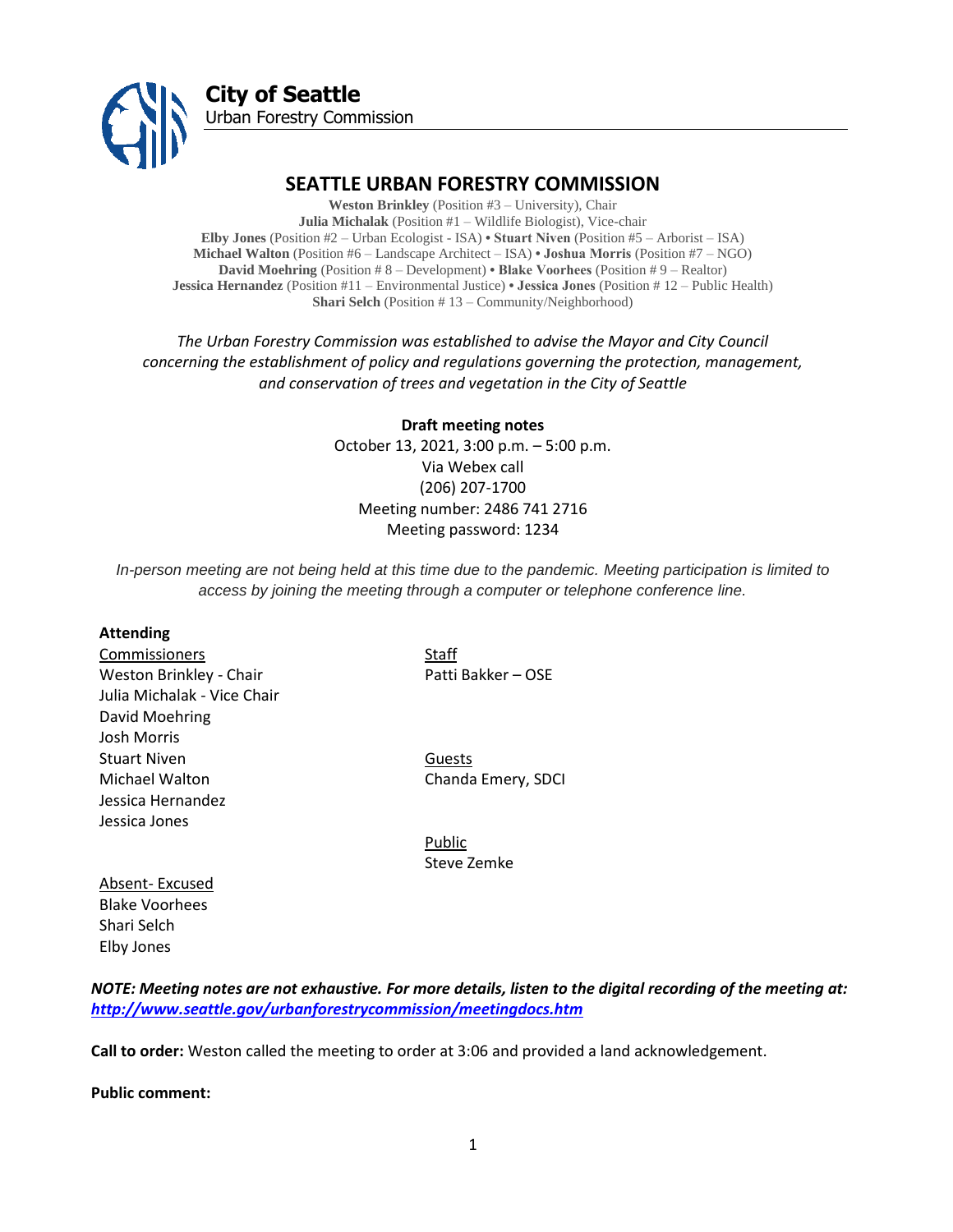**City of Seattle**
Urban Forestry Commission

# SEATTLE URBAN FORESTRY COMMISSION

**Weston Brinkley** (Position #3 – University), Chair
**Julia Michalak** (Position #1 – Wildlife Biologist), Vice-chair
**Elby Jones** (Position #2 – Urban Ecologist - ISA) • **Stuart Niven** (Position #5 – Arborist – ISA)
**Michael Walton** (Position #6 – Landscape Architect – ISA) • **Joshua Morris** (Position #7 – NGO)
**David Moehring** (Position # 8 – Development) • **Blake Voorhees** (Position # 9 – Realtor)
**Jessica Hernandez** (Position #11 – Environmental Justice) • **Jessica Jones** (Position # 12 – Public Health)
**Shari Selch** (Position # 13 – Community/Neighborhood)

*The Urban Forestry Commission was established to advise the Mayor and City Council concerning the establishment of policy and regulations governing the protection, management, and conservation of trees and vegetation in the City of Seattle*

**Draft meeting notes**
October 13, 2021, 3:00 p.m. – 5:00 p.m.
Via Webex call
(206) 207-1700
Meeting number: 2486 741 2716
Meeting password: 1234

*In-person meeting are not being held at this time due to the pandemic. Meeting participation is limited to access by joining the meeting through a computer or telephone conference line.*

**Attending**

Commissioners
Weston Brinkley - Chair
Julia Michalak - Vice Chair
David Moehring
Josh Morris
Stuart Niven
Michael Walton
Jessica Hernandez
Jessica Jones

Staff
Patti Bakker – OSE

Guests
Chanda Emery, SDCI

Public
Steve Zemke

Absent- Excused
Blake Voorhees
Shari Selch
Elby Jones

***NOTE: Meeting notes are not exhaustive. For more details, listen to the digital recording of the meeting at: http://www.seattle.gov/urbanforestrycommission/meetingdocs.htm***

**Call to order:** Weston called the meeting to order at 3:06 and provided a land acknowledgement.

**Public comment:**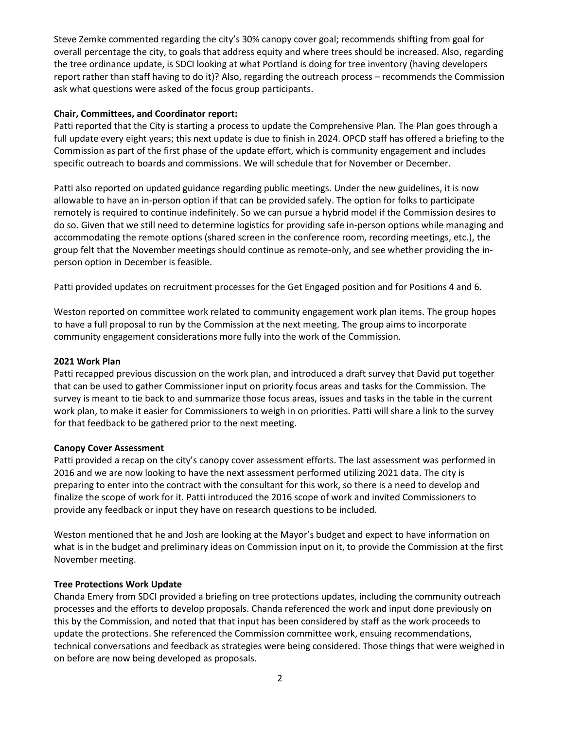Steve Zemke commented regarding the city's 30% canopy cover goal; recommends shifting from goal for overall percentage the city, to goals that address equity and where trees should be increased. Also, regarding the tree ordinance update, is SDCI looking at what Portland is doing for tree inventory (having developers report rather than staff having to do it)? Also, regarding the outreach process – recommends the Commission ask what questions were asked of the focus group participants.

**Chair, Committees, and Coordinator report:**

Patti reported that the City is starting a process to update the Comprehensive Plan. The Plan goes through a full update every eight years; this next update is due to finish in 2024. OPCD staff has offered a briefing to the Commission as part of the first phase of the update effort, which is community engagement and includes specific outreach to boards and commissions. We will schedule that for November or December.

Patti also reported on updated guidance regarding public meetings. Under the new guidelines, it is now allowable to have an in-person option if that can be provided safely. The option for folks to participate remotely is required to continue indefinitely. So we can pursue a hybrid model if the Commission desires to do so. Given that we still need to determine logistics for providing safe in-person options while managing and accommodating the remote options (shared screen in the conference room, recording meetings, etc.), the group felt that the November meetings should continue as remote-only, and see whether providing the in-person option in December is feasible.

Patti provided updates on recruitment processes for the Get Engaged position and for Positions 4 and 6.

Weston reported on committee work related to community engagement work plan items. The group hopes to have a full proposal to run by the Commission at the next meeting. The group aims to incorporate community engagement considerations more fully into the work of the Commission.

**2021 Work Plan**

Patti recapped previous discussion on the work plan, and introduced a draft survey that David put together that can be used to gather Commissioner input on priority focus areas and tasks for the Commission. The survey is meant to tie back to and summarize those focus areas, issues and tasks in the table in the current work plan, to make it easier for Commissioners to weigh in on priorities. Patti will share a link to the survey for that feedback to be gathered prior to the next meeting.

**Canopy Cover Assessment**

Patti provided a recap on the city's canopy cover assessment efforts. The last assessment was performed in 2016 and we are now looking to have the next assessment performed utilizing 2021 data. The city is preparing to enter into the contract with the consultant for this work, so there is a need to develop and finalize the scope of work for it. Patti introduced the 2016 scope of work and invited Commissioners to provide any feedback or input they have on research questions to be included.

Weston mentioned that he and Josh are looking at the Mayor's budget and expect to have information on what is in the budget and preliminary ideas on Commission input on it, to provide the Commission at the first November meeting.

**Tree Protections Work Update**

Chanda Emery from SDCI provided a briefing on tree protections updates, including the community outreach processes and the efforts to develop proposals. Chanda referenced the work and input done previously on this by the Commission, and noted that that input has been considered by staff as the work proceeds to update the protections. She referenced the Commission committee work, ensuing recommendations, technical conversations and feedback as strategies were being considered. Those things that were weighed in on before are now being developed as proposals.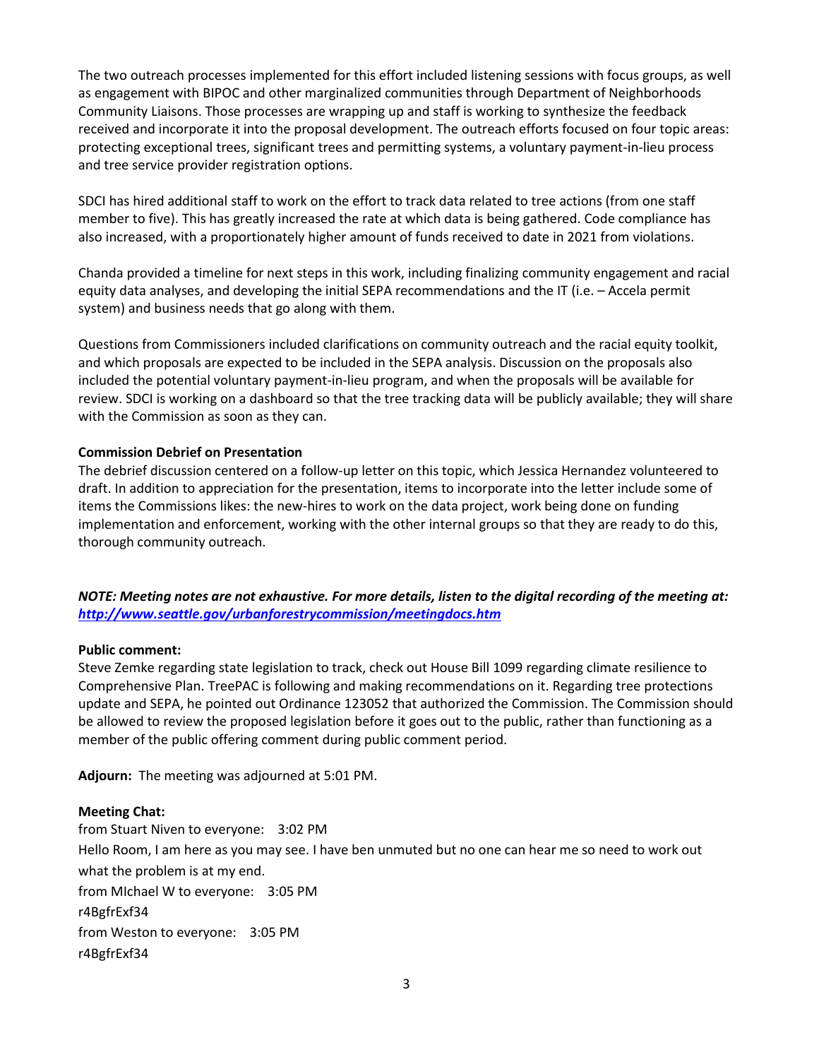The two outreach processes implemented for this effort included listening sessions with focus groups, as well as engagement with BIPOC and other marginalized communities through Department of Neighborhoods Community Liaisons. Those processes are wrapping up and staff is working to synthesize the feedback received and incorporate it into the proposal development. The outreach efforts focused on four topic areas: protecting exceptional trees, significant trees and permitting systems, a voluntary payment-in-lieu process and tree service provider registration options.

SDCI has hired additional staff to work on the effort to track data related to tree actions (from one staff member to five). This has greatly increased the rate at which data is being gathered. Code compliance has also increased, with a proportionately higher amount of funds received to date in 2021 from violations.

Chanda provided a timeline for next steps in this work, including finalizing community engagement and racial equity data analyses, and developing the initial SEPA recommendations and the IT (i.e. – Accela permit system) and business needs that go along with them.

Questions from Commissioners included clarifications on community outreach and the racial equity toolkit, and which proposals are expected to be included in the SEPA analysis. Discussion on the proposals also included the potential voluntary payment-in-lieu program, and when the proposals will be available for review. SDCI is working on a dashboard so that the tree tracking data will be publicly available; they will share with the Commission as soon as they can.

**Commission Debrief on Presentation**

The debrief discussion centered on a follow-up letter on this topic, which Jessica Hernandez volunteered to draft. In addition to appreciation for the presentation, items to incorporate into the letter include some of items the Commissions likes: the new-hires to work on the data project, work being done on funding implementation and enforcement, working with the other internal groups so that they are ready to do this, thorough community outreach.

***NOTE: Meeting notes are not exhaustive. For more details, listen to the digital recording of the meeting at: http://www.seattle.gov/urbanforestrycommission/meetingdocs.htm***

**Public comment:**

Steve Zemke regarding state legislation to track, check out House Bill 1099 regarding climate resilience to Comprehensive Plan. TreePAC is following and making recommendations on it. Regarding tree protections update and SEPA, he pointed out Ordinance 123052 that authorized the Commission. The Commission should be allowed to review the proposed legislation before it goes out to the public, rather than functioning as a member of the public offering comment during public comment period.

**Adjourn:** The meeting was adjourned at 5:01 PM.

**Meeting Chat:**

from Stuart Niven to everyone: 3:02 PM

Hello Room, I am here as you may see. I have ben unmuted but no one can hear me so need to work out what the problem is at my end.

from MIchael W to everyone: 3:05 PM

r4BgfrExf34

from Weston to everyone: 3:05 PM

r4BgfrExf34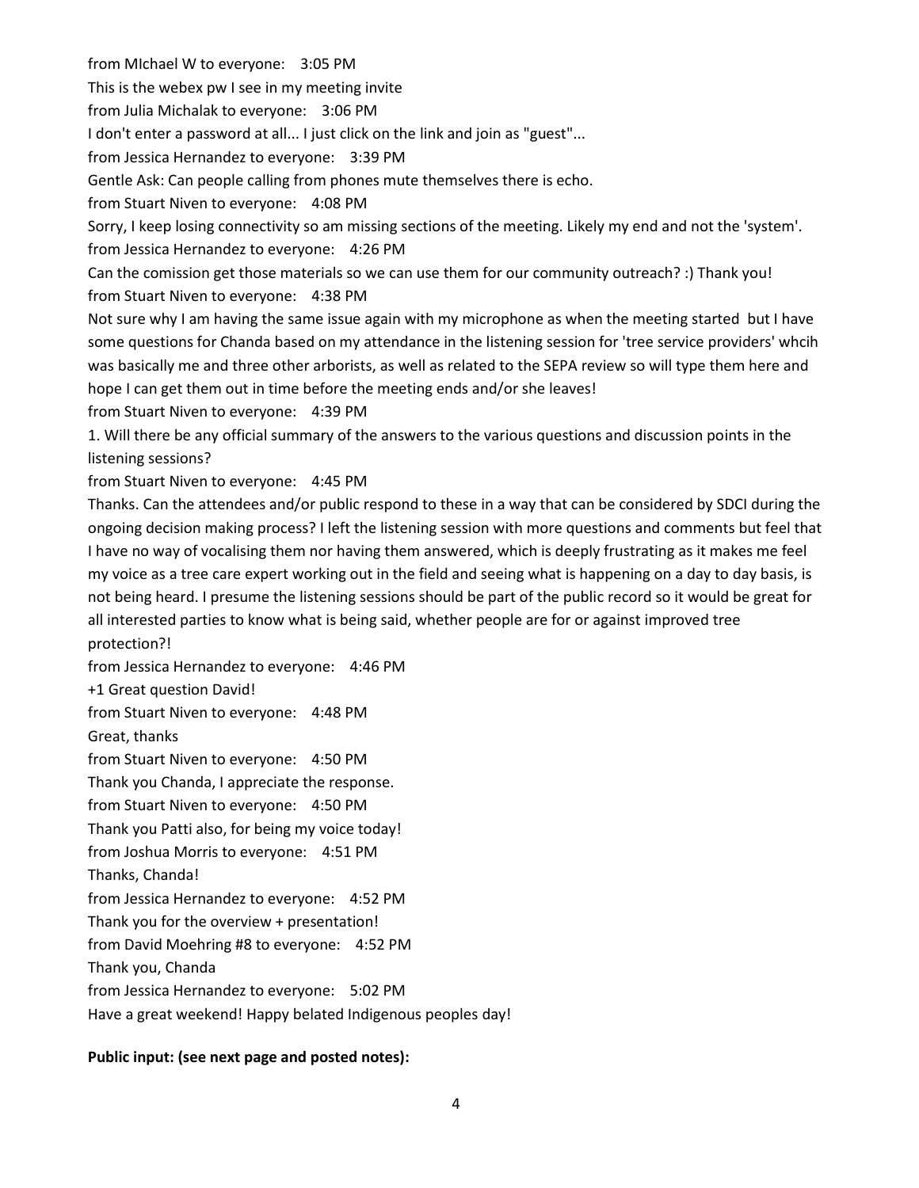from MIchael W to everyone: 3:05 PM

This is the webex pw I see in my meeting invite

from Julia Michalak to everyone: 3:06 PM

I don't enter a password at all... I just click on the link and join as "guest"...

from Jessica Hernandez to everyone: 3:39 PM

Gentle Ask: Can people calling from phones mute themselves there is echo.

from Stuart Niven to everyone: 4:08 PM

Sorry, I keep losing connectivity so am missing sections of the meeting. Likely my end and not the 'system'.

from Jessica Hernandez to everyone: 4:26 PM

Can the comission get those materials so we can use them for our community outreach? :) Thank you!

from Stuart Niven to everyone: 4:38 PM

Not sure why I am having the same issue again with my microphone as when the meeting started but I have some questions for Chanda based on my attendance in the listening session for 'tree service providers' whcih was basically me and three other arborists, as well as related to the SEPA review so will type them here and hope I can get them out in time before the meeting ends and/or she leaves!

from Stuart Niven to everyone: 4:39 PM

1. Will there be any official summary of the answers to the various questions and discussion points in the listening sessions?

from Stuart Niven to everyone: 4:45 PM

Thanks. Can the attendees and/or public respond to these in a way that can be considered by SDCI during the ongoing decision making process? I left the listening session with more questions and comments but feel that I have no way of vocalising them nor having them answered, which is deeply frustrating as it makes me feel my voice as a tree care expert working out in the field and seeing what is happening on a day to day basis, is not being heard. I presume the listening sessions should be part of the public record so it would be great for all interested parties to know what is being said, whether people are for or against improved tree protection?!

from Jessica Hernandez to everyone: 4:46 PM

+1 Great question David!

from Stuart Niven to everyone: 4:48 PM

Great, thanks

from Stuart Niven to everyone: 4:50 PM

Thank you Chanda, I appreciate the response.

from Stuart Niven to everyone: 4:50 PM

Thank you Patti also, for being my voice today!

from Joshua Morris to everyone: 4:51 PM

Thanks, Chanda!

from Jessica Hernandez to everyone: 4:52 PM

Thank you for the overview + presentation!

from David Moehring #8 to everyone: 4:52 PM

Thank you, Chanda

from Jessica Hernandez to everyone: 5:02 PM

Have a great weekend! Happy belated Indigenous peoples day!

**Public input: (see next page and posted notes):**